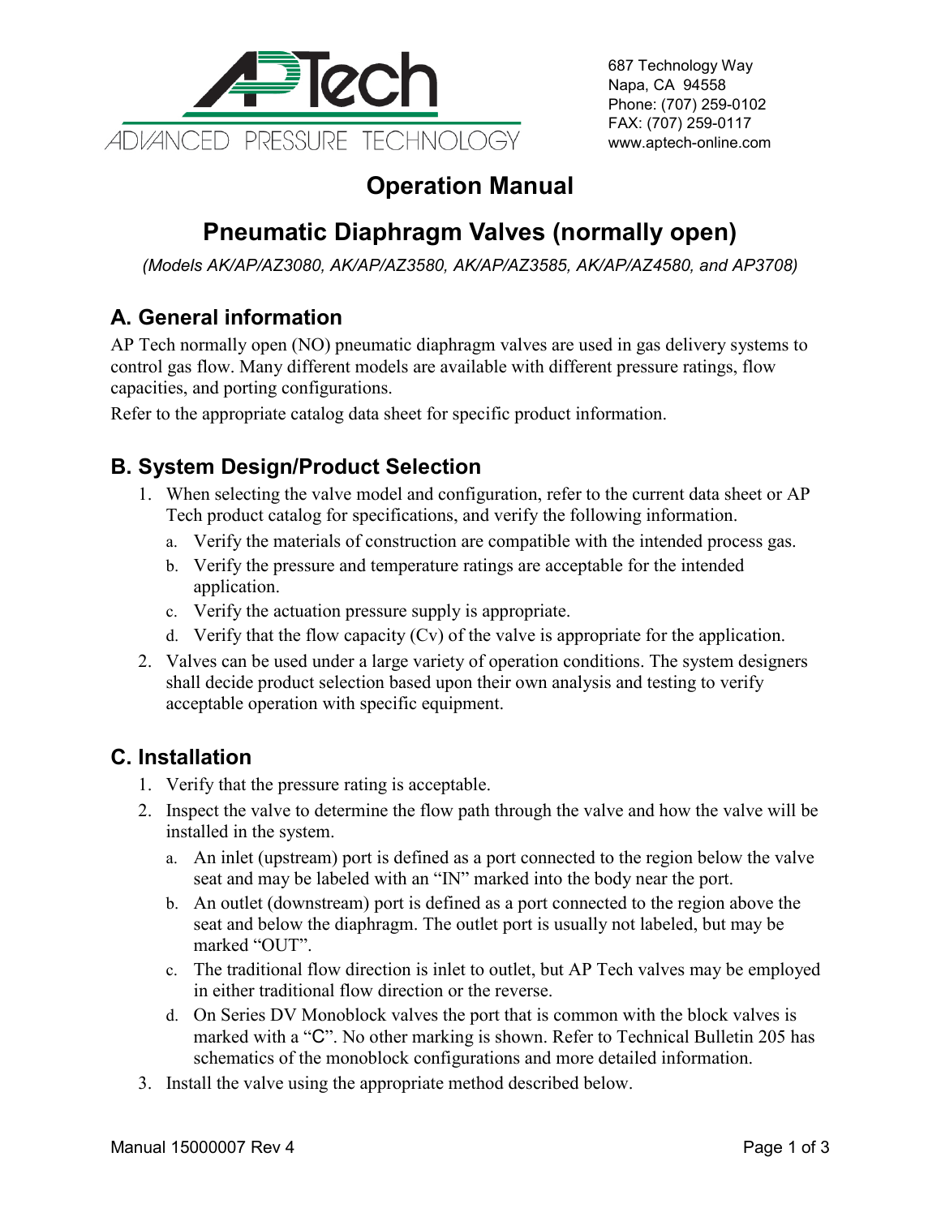ADVANCED PRESSURE TECHNOLOGY

687 Technology Way
Napa, CA 94558
Phone: (707) 259-0102
FAX: (707) 259-0117
www.aptech-online.com

# Operation Manual

# Pneumatic Diaphragm Valves (normally open)

*(Models AK/AP/AZ3080, AK/AP/AZ3580, AK/AP/AZ3585, AK/AP/AZ4580, and AP3708)*

## A. General information

AP Tech normally open (NO) pneumatic diaphragm valves are used in gas delivery systems to control gas flow. Many different models are available with different pressure ratings, flow capacities, and porting configurations.

Refer to the appropriate catalog data sheet for specific product information.

## B. System Design/Product Selection

1. When selecting the valve model and configuration, refer to the current data sheet or AP Tech product catalog for specifications, and verify the following information.
   a. Verify the materials of construction are compatible with the intended process gas.
   b. Verify the pressure and temperature ratings are acceptable for the intended application.
   c. Verify the actuation pressure supply is appropriate.
   d. Verify that the flow capacity (Cv) of the valve is appropriate for the application.
2. Valves can be used under a large variety of operation conditions. The system designers shall decide product selection based upon their own analysis and testing to verify acceptable operation with specific equipment.

## C. Installation

1. Verify that the pressure rating is acceptable.
2. Inspect the valve to determine the flow path through the valve and how the valve will be installed in the system.
   a. An inlet (upstream) port is defined as a port connected to the region below the valve seat and may be labeled with an "IN" marked into the body near the port.
   b. An outlet (downstream) port is defined as a port connected to the region above the seat and below the diaphragm. The outlet port is usually not labeled, but may be marked "OUT".
   c. The traditional flow direction is inlet to outlet, but AP Tech valves may be employed in either traditional flow direction or the reverse.
   d. On Series DV Monoblock valves the port that is common with the block valves is marked with a "C". No other marking is shown. Refer to Technical Bulletin 205 has schematics of the monoblock configurations and more detailed information.
3. Install the valve using the appropriate method described below.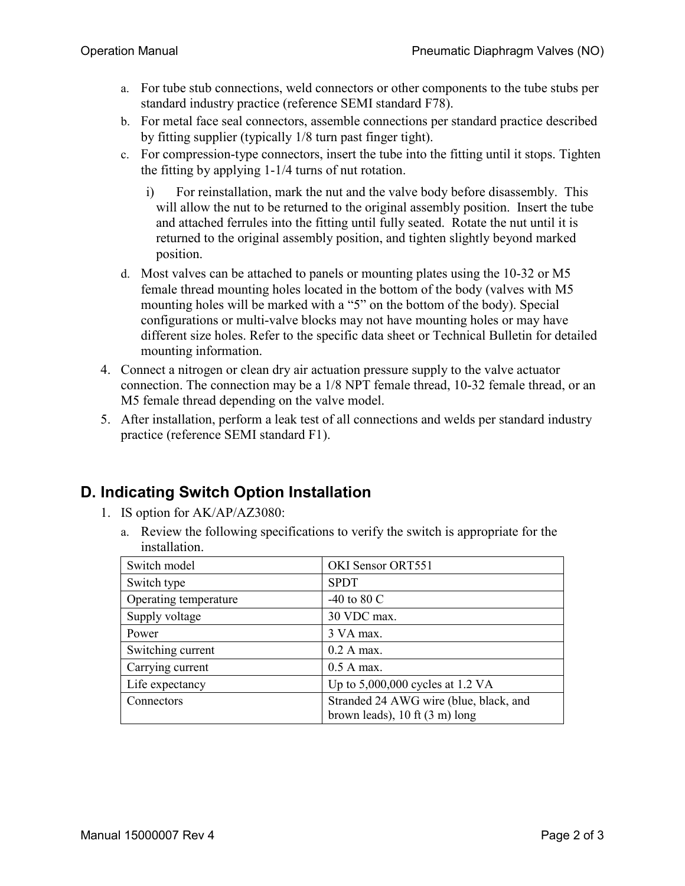a. For tube stub connections, weld connectors or other components to the tube stubs per standard industry practice (reference SEMI standard F78).
b. For metal face seal connectors, assemble connections per standard practice described by fitting supplier (typically 1/8 turn past finger tight).
c. For compression-type connectors, insert the tube into the fitting until it stops. Tighten the fitting by applying 1-1/4 turns of nut rotation.
   i) For reinstallation, mark the nut and the valve body before disassembly. This will allow the nut to be returned to the original assembly position. Insert the tube and attached ferrules into the fitting until fully seated. Rotate the nut until it is returned to the original assembly position, and tighten slightly beyond marked position.
d. Most valves can be attached to panels or mounting plates using the 10-32 or M5 female thread mounting holes located in the bottom of the body (valves with M5 mounting holes will be marked with a “5” on the bottom of the body). Special configurations or multi-valve blocks may not have mounting holes or may have different size holes. Refer to the specific data sheet or Technical Bulletin for detailed mounting information.

4. Connect a nitrogen or clean dry air actuation pressure supply to the valve actuator connection. The connection may be a 1/8 NPT female thread, 10-32 female thread, or an M5 female thread depending on the valve model.
5. After installation, perform a leak test of all connections and welds per standard industry practice (reference SEMI standard F1).

## D. Indicating Switch Option Installation

1. IS option for AK/AP/AZ3080:
   a. Review the following specifications to verify the switch is appropriate for the installation.

| Switch model | OKI Sensor ORT551 |
|---|---|
| Switch type | SPDT |
| Operating temperature | -40 to 80 C |
| Supply voltage | 30 VDC max. |
| Power | 3 VA max. |
| Switching current | 0.2 A max. |
| Carrying current | 0.5 A max. |
| Life expectancy | Up to 5,000,000 cycles at 1.2 VA |
| Connectors | Stranded 24 AWG wire (blue, black, and brown leads), 10 ft (3 m) long |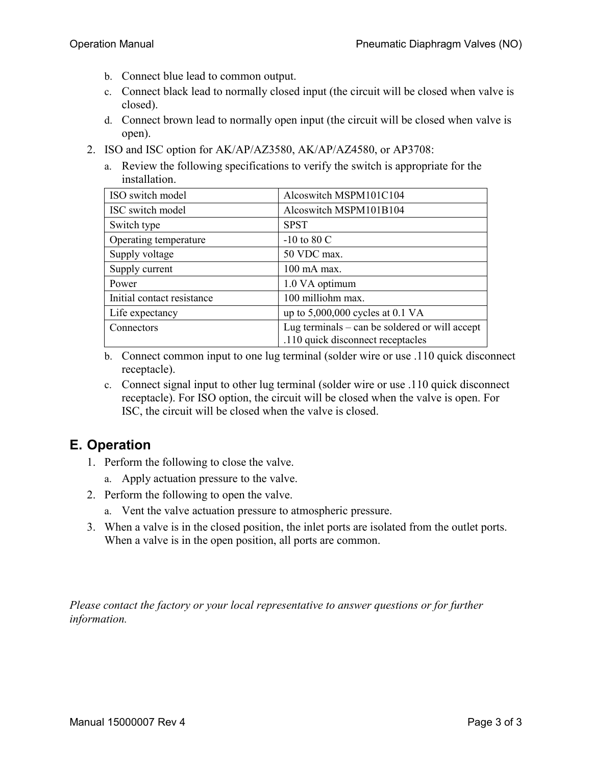b. Connect blue lead to common output.
c. Connect black lead to normally closed input (the circuit will be closed when valve is closed).
d. Connect brown lead to normally open input (the circuit will be closed when valve is open).

2. ISO and ISC option for AK/AP/AZ3580, AK/AP/AZ4580, or AP3708:
   a. Review the following specifications to verify the switch is appropriate for the installation.

| | |
|---|---|
| ISO switch model | Alcoswitch MSPM101C104 |
| ISC switch model | Alcoswitch MSPM101B104 |
| Switch type | SPST |
| Operating temperature | -10 to 80 C |
| Supply voltage | 50 VDC max. |
| Supply current | 100 mA max. |
| Power | 1.0 VA optimum |
| Initial contact resistance | 100 milliohm max. |
| Life expectancy | up to 5,000,000 cycles at 0.1 VA |
| Connectors | Lug terminals – can be soldered or will accept .110 quick disconnect receptacles |

   b. Connect common input to one lug terminal (solder wire or use .110 quick disconnect receptacle).
   c. Connect signal input to other lug terminal (solder wire or use .110 quick disconnect receptacle). For ISO option, the circuit will be closed when the valve is open. For ISC, the circuit will be closed when the valve is closed.

## E. Operation

1. Perform the following to close the valve.
   a. Apply actuation pressure to the valve.
2. Perform the following to open the valve.
   a. Vent the valve actuation pressure to atmospheric pressure.
3. When a valve is in the closed position, the inlet ports are isolated from the outlet ports. When a valve is in the open position, all ports are common.

*Please contact the factory or your local representative to answer questions or for further information.*